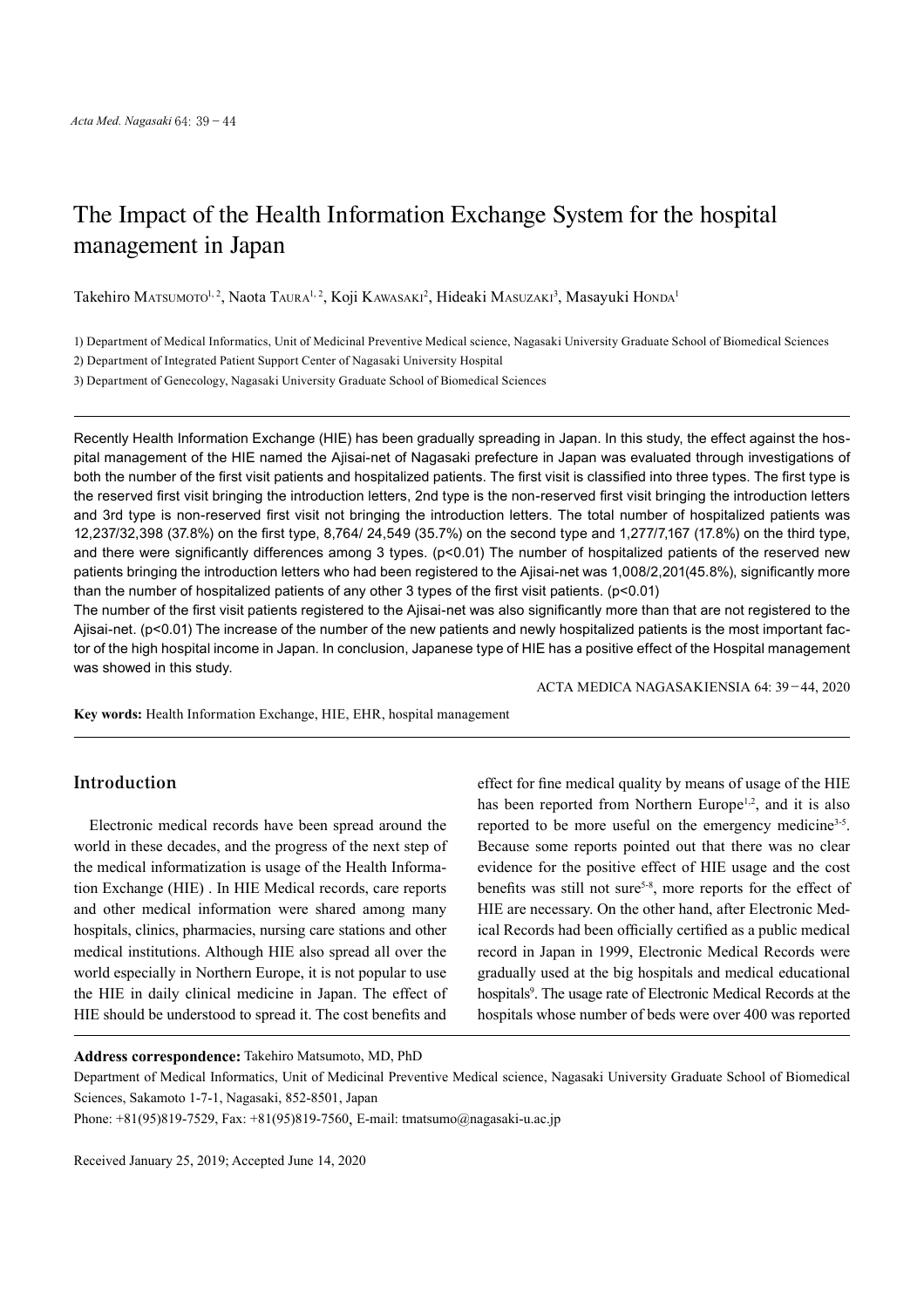# The Impact of the Health Information Exchange System for the hospital management in Japan

Takehiro MATSUMOTO[1,2], Naota TAURA[1,2], Koji KAWASAKI[2], Hideaki MASUZAKI[3], Masayuki HONDA[1]

1) Department of Medical Informatics, Unit of Medicinal Preventive Medical science, Nagasaki University Graduate School of Biomedical Sciences

2) Department of Integrated Patient Support Center of Nagasaki University Hospital

3) Department of Genecology, Nagasaki University Graduate School of Biomedical Sciences

---

Recently Health Information Exchange (HIE) has been gradually spreading in Japan. In this study, the effect against the hospital management of the HIE named the Ajisai-net of Nagasaki prefecture in Japan was evaluated through investigations of both the number of the first visit patients and hospitalized patients. The first visit is classified into three types. The first type is the reserved first visit bringing the introduction letters, 2nd type is the non-reserved first visit bringing the introduction letters and 3rd type is non-reserved first visit not bringing the introduction letters. The total number of hospitalized patients was 12,237/32,398 (37.8%) on the first type, 8,764/ 24,549 (35.7%) on the second type and 1,277/7,167 (17.8%) on the third type, and there were significantly differences among 3 types. ($p<0.01$) The number of hospitalized patients of the reserved new patients bringing the introduction letters who had been registered to the Ajisai-net was 1,008/2,201(45.8%), significantly more than the number of hospitalized patients of any other 3 types of the first visit patients. ($p<0.01$)

The number of the first visit patients registered to the Ajisai-net was also significantly more than that are not registered to the Ajisai-net. ($p<0.01$) The increase of the number of the new patients and newly hospitalized patients is the most important factor of the high hospital income in Japan. In conclusion, Japanese type of HIE has a positive effect of the Hospital management was showed in this study.

ACTA MEDICA NAGASAKIENSIA 64: 39−44, 2020

**Key words:** Health Information Exchange, HIE, EHR, hospital management

---

## Introduction

Electronic medical records have been spread around the world in these decades, and the progress of the next step of the medical informatization is usage of the Health Information Exchange (HIE) . In HIE Medical records, care reports and other medical information were shared among many hospitals, clinics, pharmacies, nursing care stations and other medical institutions. Although HIE also spread all over the world especially in Northern Europe, it is not popular to use the HIE in daily clinical medicine in Japan. The effect of HIE should be understood to spread it. The cost benefits and effect for fine medical quality by means of usage of the HIE has been reported from Northern Europe[1,2], and it is also reported to be more useful on the emergency medicine[3-5]. Because some reports pointed out that there was no clear evidence for the positive effect of HIE usage and the cost benefits was still not sure[5-8], more reports for the effect of HIE are necessary. On the other hand, after Electronic Medical Records had been officially certified as a public medical record in Japan in 1999, Electronic Medical Records were gradually used at the big hospitals and medical educational hospitals[9]. The usage rate of Electronic Medical Records at the hospitals whose number of beds were over 400 was reported

---

**Address correspondence:** Takehiro Matsumoto, MD, PhD

Department of Medical Informatics, Unit of Medicinal Preventive Medical science, Nagasaki University Graduate School of Biomedical Sciences, Sakamoto 1-7-1, Nagasaki, 852-8501, Japan

Phone: +81(95)819-7529, Fax: +81(95)819-7560, E-mail: tmatsumo@nagasaki-u.ac.jp

Received January 25, 2019; Accepted June 14, 2020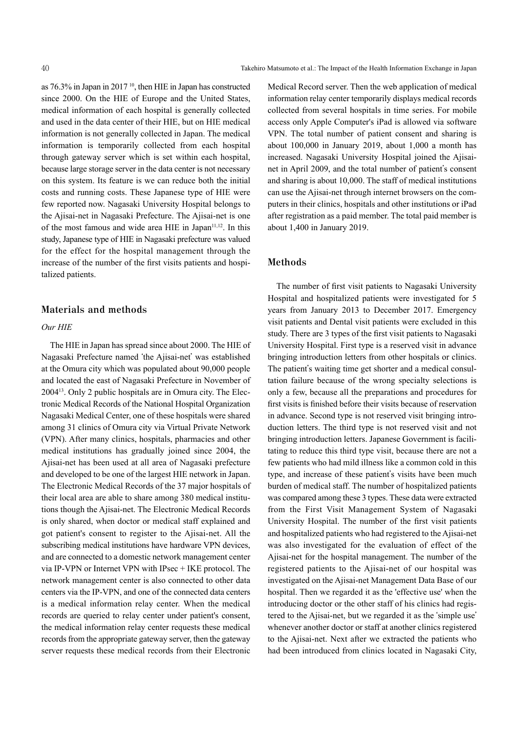as 76.3% in Japan in 2017 [10], then HIE in Japan has constructed since 2000. On the HIE of Europe and the United States, medical information of each hospital is generally collected and used in the data center of their HIE, but on HIE medical information is not generally collected in Japan. The medical information is temporarily collected from each hospital through gateway server which is set within each hospital, because large storage server in the data center is not necessary on this system. Its feature is we can reduce both the initial costs and running costs. These Japanese type of HIE were few reported now. Nagasaki University Hospital belongs to the Ajisai-net in Nagasaki Prefecture. The Ajisai-net is one of the most famous and wide area HIE in Japan[11,12]. In this study, Japanese type of HIE in Nagasaki prefecture was valued for the effect for the hospital management through the increase of the number of the first visits patients and hospitalized patients.

## Materials and methods

### *Our HIE*

The HIE in Japan has spread since about 2000. The HIE of Nagasaki Prefecture named 'the Ajisai-net' was established at the Omura city which was populated about 90,000 people and located the east of Nagasaki Prefecture in November of 2004[13]. Only 2 public hospitals are in Omura city. The Electronic Medical Records of the National Hospital Organization Nagasaki Medical Center, one of these hospitals were shared among 31 clinics of Omura city via Virtual Private Network (VPN). After many clinics, hospitals, pharmacies and other medical institutions has gradually joined since 2004, the Ajisai-net has been used at all area of Nagasaki prefecture and developed to be one of the largest HIE network in Japan. The Electronic Medical Records of the 37 major hospitals of their local area are able to share among 380 medical institutions though the Ajisai-net. The Electronic Medical Records is only shared, when doctor or medical staff explained and got patient's consent to register to the Ajisai-net. All the subscribing medical institutions have hardware VPN devices, and are connected to a domestic network management center via IP-VPN or Internet VPN with IPsec + IKE protocol. The network management center is also connected to other data centers via the IP-VPN, and one of the connected data centers is a medical information relay center. When the medical records are queried to relay center under patient's consent, the medical information relay center requests these medical records from the appropriate gateway server, then the gateway server requests these medical records from their Electronic Medical Record server. Then the web application of medical information relay center temporarily displays medical records collected from several hospitals in time series. For mobile access only Apple Computer's iPad is allowed via software VPN. The total number of patient consent and sharing is about 100,000 in January 2019, about 1,000 a month has increased. Nagasaki University Hospital joined the Ajisai-net in April 2009, and the total number of patient's consent and sharing is about 10,000. The staff of medical institutions can use the Ajisai-net through internet browsers on the computers in their clinics, hospitals and other institutions or iPad after registration as a paid member. The total paid member is about 1,400 in January 2019.

## Methods

The number of first visit patients to Nagasaki University Hospital and hospitalized patients were investigated for 5 years from January 2013 to December 2017. Emergency visit patients and Dental visit patients were excluded in this study. There are 3 types of the first visit patients to Nagasaki University Hospital. First type is a reserved visit in advance bringing introduction letters from other hospitals or clinics. The patient's waiting time get shorter and a medical consultation failure because of the wrong specialty selections is only a few, because all the preparations and procedures for first visits is finished before their visits because of reservation in advance. Second type is not reserved visit bringing introduction letters. The third type is not reserved visit and not bringing introduction letters. Japanese Government is facilitating to reduce this third type visit, because there are not a few patients who had mild illness like a common cold in this type, and increase of these patient's visits have been much burden of medical staff. The number of hospitalized patients was compared among these 3 types. These data were extracted from the First Visit Management System of Nagasaki University Hospital. The number of the first visit patients and hospitalized patients who had registered to the Ajisai-net was also investigated for the evaluation of effect of the Ajisai-net for the hospital management. The number of the registered patients to the Ajisai-net of our hospital was investigated on the Ajisai-net Management Data Base of our hospital. Then we regarded it as the 'effective use' when the introducing doctor or the other staff of his clinics had registered to the Ajisai-net, but we regarded it as the 'simple use' whenever another doctor or staff at another clinics registered to the Ajisai-net. Next after we extracted the patients who had been introduced from clinics located in Nagasaki City,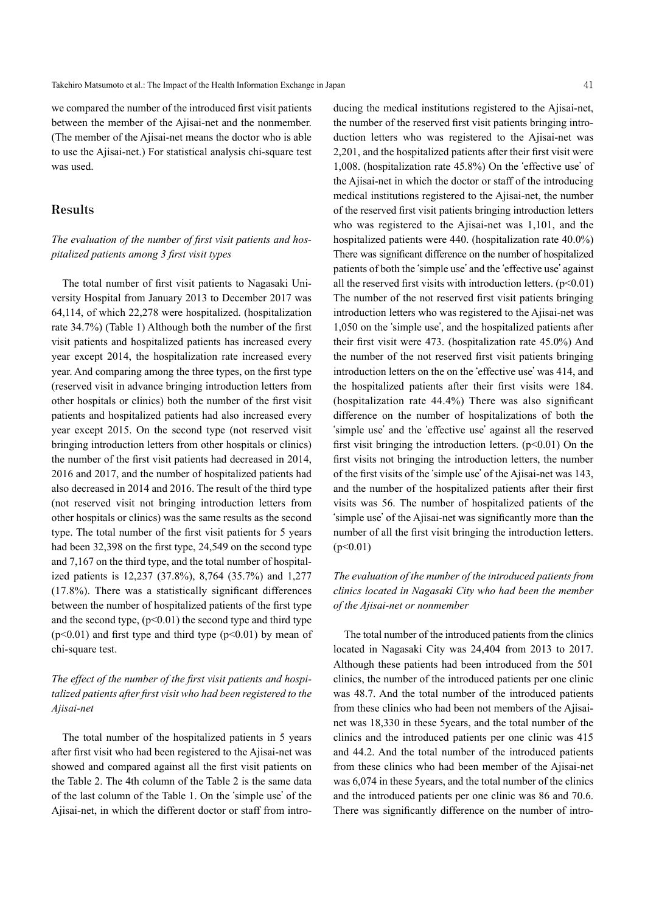we compared the number of the introduced first visit patients between the member of the Ajisai-net and the nonmember. (The member of the Ajisai-net means the doctor who is able to use the Ajisai-net.) For statistical analysis chi-square test was used.

## Results

### *The evaluation of the number of first visit patients and hospitalized patients among 3 first visit types*

The total number of first visit patients to Nagasaki University Hospital from January 2013 to December 2017 was 64,114, of which 22,278 were hospitalized. (hospitalization rate 34.7%) (Table 1) Although both the number of the first visit patients and hospitalized patients has increased every year except 2014, the hospitalization rate increased every year. And comparing among the three types, on the first type (reserved visit in advance bringing introduction letters from other hospitals or clinics) both the number of the first visit patients and hospitalized patients had also increased every year except 2015. On the second type (not reserved visit bringing introduction letters from other hospitals or clinics) the number of the first visit patients had decreased in 2014, 2016 and 2017, and the number of hospitalized patients had also decreased in 2014 and 2016. The result of the third type (not reserved visit not bringing introduction letters from other hospitals or clinics) was the same results as the second type. The total number of the first visit patients for 5 years had been 32,398 on the first type, 24,549 on the second type and 7,167 on the third type, and the total number of hospitalized patients is 12,237 (37.8%), 8,764 (35.7%) and 1,277 (17.8%). There was a statistically significant differences between the number of hospitalized patients of the first type and the second type, ($p<0.01$) the second type and third type ($p<0.01$) and first type and third type ($p<0.01$) by mean of chi-square test.

### *The effect of the number of the first visit patients and hospitalized patients after first visit who had been registered to the Ajisai-net*

The total number of the hospitalized patients in 5 years after first visit who had been registered to the Ajisai-net was showed and compared against all the first visit patients on the Table 2. The 4th column of the Table 2 is the same data of the last column of the Table 1. On the 'simple use' of the Ajisai-net, in which the different doctor or staff from introducing the medical institutions registered to the Ajisai-net, the number of the reserved first visit patients bringing introduction letters who was registered to the Ajisai-net was 2,201, and the hospitalized patients after their first visit were 1,008. (hospitalization rate 45.8%) On the 'effective use' of the Ajisai-net in which the doctor or staff of the introducing medical institutions registered to the Ajisai-net, the number of the reserved first visit patients bringing introduction letters who was registered to the Ajisai-net was 1,101, and the hospitalized patients were 440. (hospitalization rate 40.0%) There was significant difference on the number of hospitalized patients of both the 'simple use' and the 'effective use' against all the reserved first visits with introduction letters. ($p<0.01$) The number of the not reserved first visit patients bringing introduction letters who was registered to the Ajisai-net was 1,050 on the 'simple use', and the hospitalized patients after their first visit were 473. (hospitalization rate 45.0%) And the number of the not reserved first visit patients bringing introduction letters on the on the 'effective use' was 414, and the hospitalized patients after their first visits were 184. (hospitalization rate 44.4%) There was also significant difference on the number of hospitalizations of both the 'simple use' and the 'effective use' against all the reserved first visit bringing the introduction letters. ($p<0.01$) On the first visits not bringing the introduction letters, the number of the first visits of the 'simple use' of the Ajisai-net was 143, and the number of the hospitalized patients after their first visits was 56. The number of hospitalized patients of the 'simple use' of the Ajisai-net was significantly more than the number of all the first visit bringing the introduction letters. ($p<0.01$)

### *The evaluation of the number of the introduced patients from clinics located in Nagasaki City who had been the member of the Ajisai-net or nonmember*

The total number of the introduced patients from the clinics located in Nagasaki City was 24,404 from 2013 to 2017. Although these patients had been introduced from the 501 clinics, the number of the introduced patients per one clinic was 48.7. And the total number of the introduced patients from these clinics who had been not members of the Ajisai-net was 18,330 in these 5years, and the total number of the clinics and the introduced patients per one clinic was 415 and 44.2. And the total number of the introduced patients from these clinics who had been member of the Ajisai-net was 6,074 in these 5years, and the total number of the clinics and the introduced patients per one clinic was 86 and 70.6. There was significantly difference on the number of intro-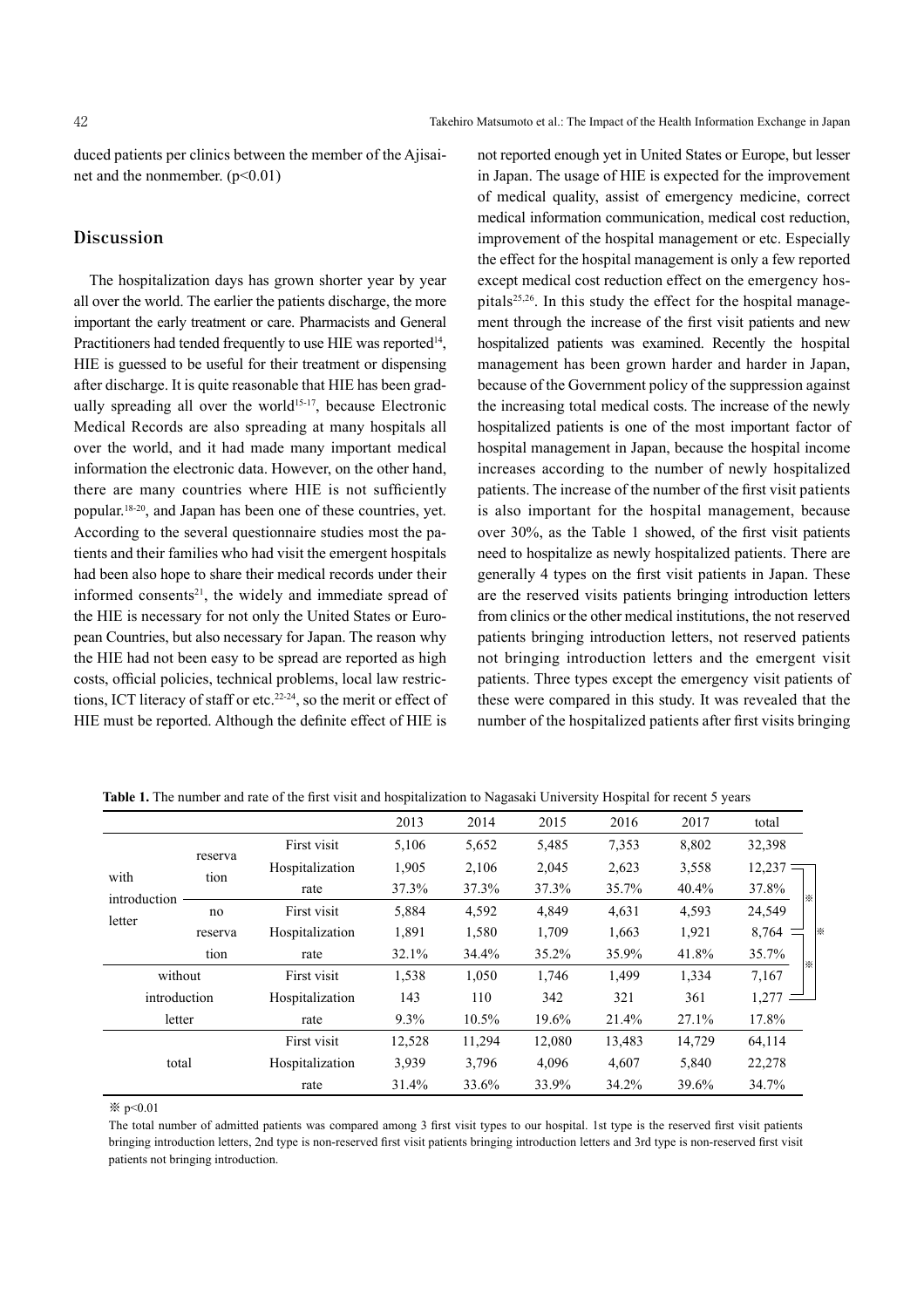duced patients per clinics between the member of the Ajisai-net and the nonmember. ($p<0.01$)

## Discussion

The hospitalization days has grown shorter year by year all over the world. The earlier the patients discharge, the more important the early treatment or care. Pharmacists and General Practitioners had tended frequently to use HIE was reported[14], HIE is guessed to be useful for their treatment or dispensing after discharge. It is quite reasonable that HIE has been gradually spreading all over the world[15-17], because Electronic Medical Records are also spreading at many hospitals all over the world, and it had made many important medical information the electronic data. However, on the other hand, there are many countries where HIE is not sufficiently popular.[18-20], and Japan has been one of these countries, yet. According to the several questionnaire studies most the patients and their families who had visit the emergent hospitals had been also hope to share their medical records under their informed consents[21], the widely and immediate spread of the HIE is necessary for not only the United States or European Countries, but also necessary for Japan. The reason why the HIE had not been easy to be spread are reported as high costs, official policies, technical problems, local law restrictions, ICT literacy of staff or etc.[22-24], so the merit or effect of HIE must be reported. Although the definite effect of HIE is not reported enough yet in United States or Europe, but lesser in Japan. The usage of HIE is expected for the improvement of medical quality, assist of emergency medicine, correct medical information communication, medical cost reduction, improvement of the hospital management or etc. Especially the effect for the hospital management is only a few reported except medical cost reduction effect on the emergency hospitals[25,26]. In this study the effect for the hospital management through the increase of the first visit patients and new hospitalized patients was examined. Recently the hospital management has been grown harder and harder in Japan, because of the Government policy of the suppression against the increasing total medical costs. The increase of the newly hospitalized patients is one of the most important factor of hospital management in Japan, because the hospital income increases according to the number of newly hospitalized patients. The increase of the number of the first visit patients is also important for the hospital management, because over 30%, as the Table 1 showed, of the first visit patients need to hospitalize as newly hospitalized patients. There are generally 4 types on the first visit patients in Japan. These are the reserved visits patients bringing introduction letters from clinics or the other medical institutions, the not reserved patients bringing introduction letters, not reserved patients not bringing introduction letters and the emergent visit patients. Three types except the emergency visit patients of these were compared in this study. It was revealed that the number of the hospitalized patients after first visits bringing

**Table 1.** The number and rate of the first visit and hospitalization to Nagasaki University Hospital for recent 5 years

| | | | 2013 | 2014 | 2015 | 2016 | 2017 | total |
|---|---|---|---|---|---|---|---|---|
| with introduction letter | reservation | First visit | 5,106 | 5,652 | 5,485 | 7,353 | 8,802 | 32,398 |
| | | Hospitalization | 1,905 | 2,106 | 2,045 | 2,623 | 3,558 | 12,237 |
| | | rate | 37.3% | 37.3% | 37.3% | 35.7% | 40.4% | 37.8% |
| | no reservation | First visit | 5,884 | 4,592 | 4,849 | 4,631 | 4,593 | 24,549 |
| | | Hospitalization | 1,891 | 1,580 | 1,709 | 1,663 | 1,921 | 8,764 |
| | | rate | 32.1% | 34.4% | 35.2% | 35.9% | 41.8% | 35.7% |
| without introduction letter | | First visit | 1,538 | 1,050 | 1,746 | 1,499 | 1,334 | 7,167 |
| | | Hospitalization | 143 | 110 | 342 | 321 | 361 | 1,277 |
| | | rate | 9.3% | 10.5% | 19.6% | 21.4% | 27.1% | 17.8% |
| total | | First visit | 12,528 | 11,294 | 12,080 | 13,483 | 14,729 | 64,114 |
| | | Hospitalization | 3,939 | 3,796 | 4,096 | 4,607 | 5,840 | 22,278 |
| | | rate | 31.4% | 33.6% | 33.9% | 34.2% | 39.6% | 34.7% |

※ $p<0.01$

The total number of admitted patients was compared among 3 first visit types to our hospital. 1st type is the reserved first visit patients bringing introduction letters, 2nd type is non-reserved first visit patients bringing introduction letters and 3rd type is non-reserved first visit patients not bringing introduction.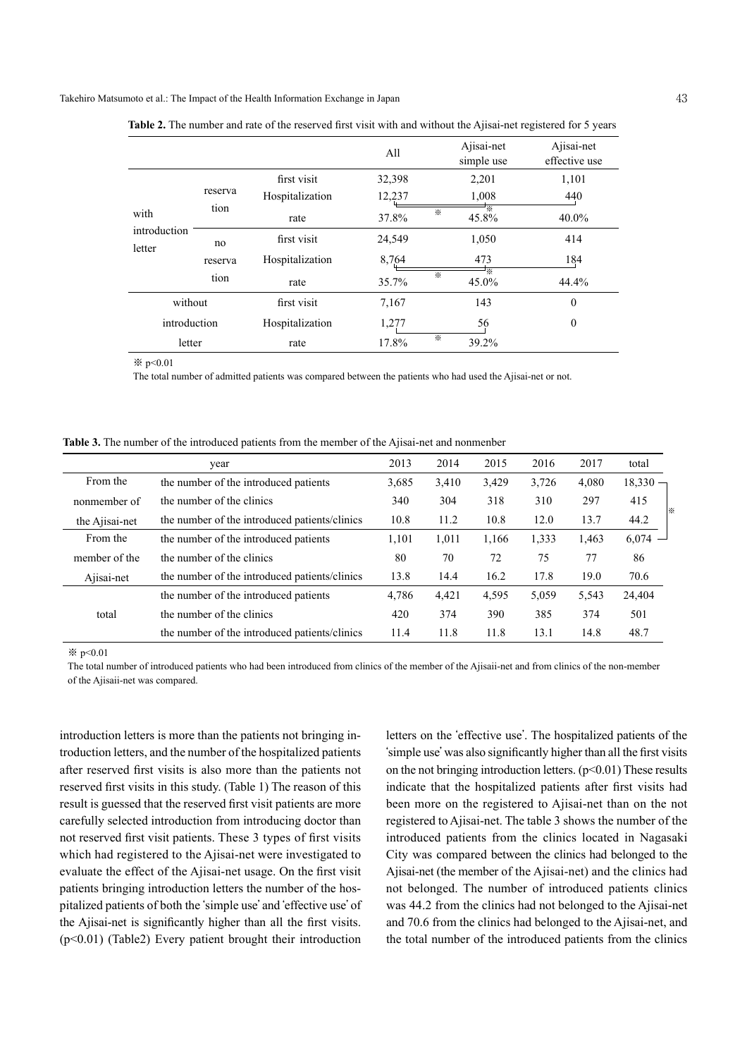**Table 2.** The number and rate of the reserved first visit with and without the Ajisai-net registered for 5 years

| | | | All | Ajisai-net simple use | Ajisai-net effective use |
|---|---|---|---|---|---|
| with introduction letter | reservation | first visit | 32,398 | 2,201 | 1,101 |
| | | Hospitalization | 12,237 | 1,008 | 440 |
| | | rate | 37.8% | ※ 45.8% ※ | 40.0% |
| | no reservation | first visit | 24,549 | 1,050 | 414 |
| | | Hospitalization | 8,764 | 473 | 184 |
| | | rate | 35.7% | ※ 45.0% ※ | 44.4% |
| without introduction letter | | first visit | 7,167 | 143 | 0 |
| | | Hospitalization | 1,277 | 56 | 0 |
| | | rate | 17.8% | ※ 39.2% | |

※ p<0.01

The total number of admitted patients was compared between the patients who had used the Ajisai-net or not.

**Table 3.** The number of the introduced patients from the member of the Ajisai-net and nonmenber

| | year | 2013 | 2014 | 2015 | 2016 | 2017 | total |
|---|---|---|---|---|---|---|---|
| From the nonmember of the Ajisai-net | the number of the introduced patients | 3,685 | 3,410 | 3,429 | 3,726 | 4,080 | 18,330 ※ |
| | the number of the clinics | 340 | 304 | 318 | 310 | 297 | 415 |
| | the number of the introduced patients/clinics | 10.8 | 11.2 | 10.8 | 12.0 | 13.7 | 44.2 |
| From the member of the Ajisai-net | the number of the introduced patients | 1,101 | 1,011 | 1,166 | 1,333 | 1,463 | 6,074 ※ |
| | the number of the clinics | 80 | 70 | 72 | 75 | 77 | 86 |
| | the number of the introduced patients/clinics | 13.8 | 14.4 | 16.2 | 17.8 | 19.0 | 70.6 |
| total | the number of the introduced patients | 4,786 | 4,421 | 4,595 | 5,059 | 5,543 | 24,404 |
| | the number of the clinics | 420 | 374 | 390 | 385 | 374 | 501 |
| | the number of the introduced patients/clinics | 11.4 | 11.8 | 11.8 | 13.1 | 14.8 | 48.7 |

※ p<0.01

The total number of introduced patients who had been introduced from clinics of the member of the Ajisaii-net and from clinics of the non-member of the Ajisaii-net was compared.

introduction letters is more than the patients not bringing introduction letters, and the number of the hospitalized patients after reserved first visits is also more than the patients not reserved first visits in this study. (Table 1) The reason of this result is guessed that the reserved first visit patients are more carefully selected introduction from introducing doctor than not reserved first visit patients. These 3 types of first visits which had registered to the Ajisai-net were investigated to evaluate the effect of the Ajisai-net usage. On the first visit patients bringing introduction letters the number of the hospitalized patients of both the 'simple use' and 'effective use' of the Ajisai-net is significantly higher than all the first visits. ($p<0.01$) (Table2) Every patient brought their introduction letters on the 'effective use'. The hospitalized patients of the 'simple use' was also significantly higher than all the first visits on the not bringing introduction letters. ($p<0.01$) These results indicate that the hospitalized patients after first visits had been more on the registered to Ajisai-net than on the not registered to Ajisai-net. The table 3 shows the number of the introduced patients from the clinics located in Nagasaki City was compared between the clinics had belonged to the Ajisai-net (the member of the Ajisai-net) and the clinics had not belonged. The number of introduced patients clinics was 44.2 from the clinics had not belonged to the Ajisai-net and 70.6 from the clinics had belonged to the Ajisai-net, and the total number of the introduced patients from the clinics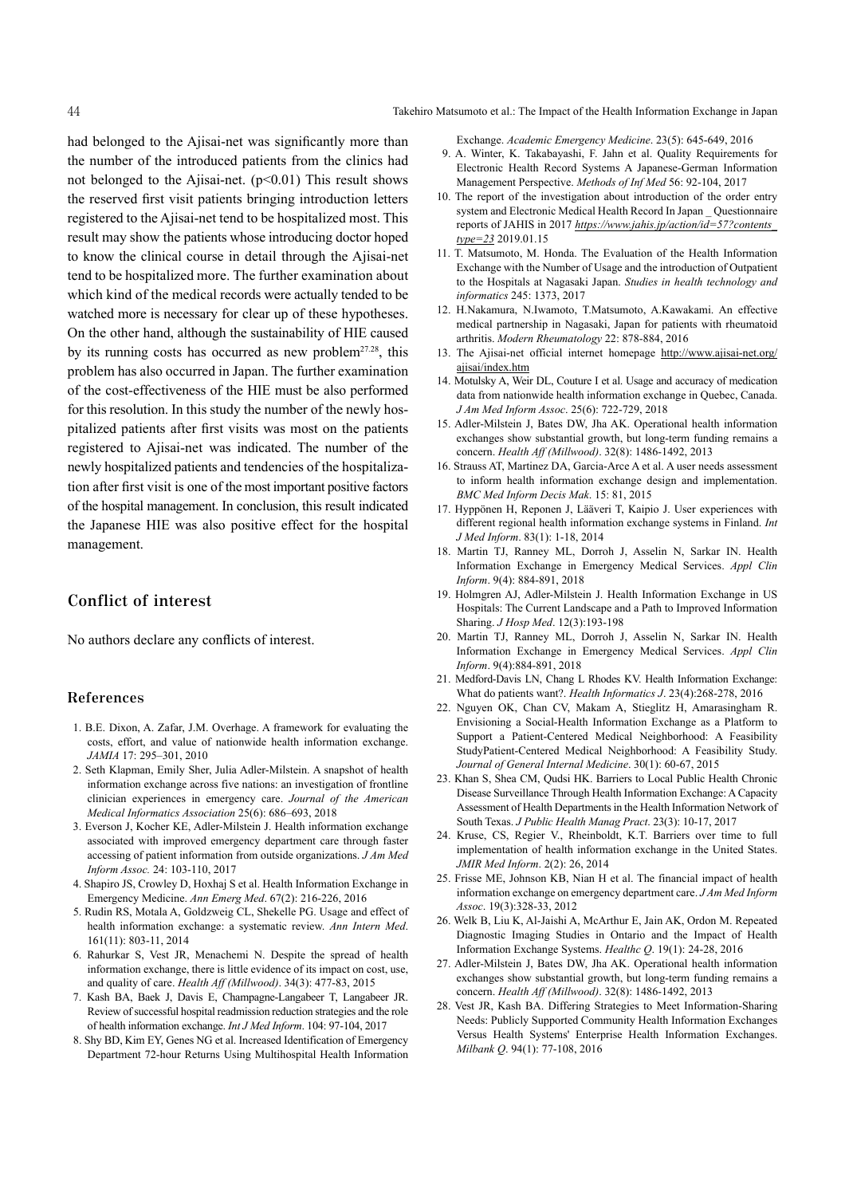had belonged to the Ajisai-net was significantly more than the number of the introduced patients from the clinics had not belonged to the Ajisai-net. ($p<0.01$) This result shows the reserved first visit patients bringing introduction letters registered to the Ajisai-net tend to be hospitalized most. This result may show the patients whose introducing doctor hoped to know the clinical course in detail through the Ajisai-net tend to be hospitalized more. The further examination about which kind of the medical records were actually tended to be watched more is necessary for clear up of these hypotheses. On the other hand, although the sustainability of HIE caused by its running costs has occurred as new problem[27,28], this problem has also occurred in Japan. The further examination of the cost-effectiveness of the HIE must be also performed for this resolution. In this study the number of the newly hospitalized patients after first visits was most on the patients registered to Ajisai-net was indicated. The number of the newly hospitalized patients and tendencies of the hospitalization after first visit is one of the most important positive factors of the hospital management. In conclusion, this result indicated the Japanese HIE was also positive effect for the hospital management.

## Conflict of interest

No authors declare any conflicts of interest.

## References

1. B.E. Dixon, A. Zafar, J.M. Overhage. A framework for evaluating the costs, effort, and value of nationwide health information exchange. *JAMIA* 17: 295–301, 2010
2. Seth Klapman, Emily Sher, Julia Adler-Milstein. A snapshot of health information exchange across five nations: an investigation of frontline clinician experiences in emergency care. *Journal of the American Medical Informatics Association* 25(6): 686–693, 2018
3. Everson J, Kocher KE, Adler-Milstein J. Health information exchange associated with improved emergency department care through faster accessing of patient information from outside organizations. *J Am Med Inform Assoc.* 24: 103-110, 2017
4. Shapiro JS, Crowley D, Hoxhaj S et al. Health Information Exchange in Emergency Medicine. *Ann Emerg Med*. 67(2): 216-226, 2016
5. Rudin RS, Motala A, Goldzweig CL, Shekelle PG. Usage and effect of health information exchange: a systematic review. *Ann Intern Med*. 161(11): 803-11, 2014
6. Rahurkar S, Vest JR, Menachemi N. Despite the spread of health information exchange, there is little evidence of its impact on cost, use, and quality of care. *Health Aff (Millwood)*. 34(3): 477-83, 2015
7. Kash BA, Baek J, Davis E, Champagne-Langabeer T, Langabeer JR. Review of successful hospital readmission reduction strategies and the role of health information exchange. *Int J Med Inform*. 104: 97-104, 2017
8. Shy BD, Kim EY, Genes NG et al. Increased Identification of Emergency Department 72-hour Returns Using Multihospital Health Information Exchange. *Academic Emergency Medicine*. 23(5): 645-649, 2016
9. A. Winter, K. Takabayashi, F. Jahn et al. Quality Requirements for Electronic Health Record Systems A Japanese-German Information Management Perspective. *Methods of Inf Med* 56: 92-104, 2017
10. The report of the investigation about introduction of the order entry system and Electronic Medical Health Record In Japan _ Questionnaire reports of JAHIS in 2017 *https://www.jahis.jp/action/id=57?contents_type=23* 2019.01.15
11. T. Matsumoto, M. Honda. The Evaluation of the Health Information Exchange with the Number of Usage and the introduction of Outpatient to the Hospitals at Nagasaki Japan. *Studies in health technology and informatics* 245: 1373, 2017
12. H.Nakamura, N.Iwamoto, T.Matsumoto, A.Kawakami. An effective medical partnership in Nagasaki, Japan for patients with rheumatoid arthritis. *Modern Rheumatology* 22: 878-884, 2016
13. The Ajisai-net official internet homepage http://www.ajisai-net.org/ajisai/index.htm
14. Motulsky A, Weir DL, Couture I et al. Usage and accuracy of medication data from nationwide health information exchange in Quebec, Canada. *J Am Med Inform Assoc*. 25(6): 722-729, 2018
15. Adler-Milstein J, Bates DW, Jha AK. Operational health information exchanges show substantial growth, but long-term funding remains a concern. *Health Aff (Millwood)*. 32(8): 1486-1492, 2013
16. Strauss AT, Martinez DA, Garcia-Arce A et al. A user needs assessment to inform health information exchange design and implementation. *BMC Med Inform Decis Mak*. 15: 81, 2015
17. Hyppönen H, Reponen J, Lääveri T, Kaipio J. User experiences with different regional health information exchange systems in Finland. *Int J Med Inform*. 83(1): 1-18, 2014
18. Martin TJ, Ranney ML, Dorroh J, Asselin N, Sarkar IN. Health Information Exchange in Emergency Medical Services. *Appl Clin Inform*. 9(4): 884-891, 2018
19. Holmgren AJ, Adler-Milstein J. Health Information Exchange in US Hospitals: The Current Landscape and a Path to Improved Information Sharing. *J Hosp Med*. 12(3):193-198
20. Martin TJ, Ranney ML, Dorroh J, Asselin N, Sarkar IN. Health Information Exchange in Emergency Medical Services. *Appl Clin Inform*. 9(4):884-891, 2018
21. Medford-Davis LN, Chang L Rhodes KV. Health Information Exchange: What do patients want?. *Health Informatics J*. 23(4):268-278, 2016
22. Nguyen OK, Chan CV, Makam A, Stieglitz H, Amarasingham R. Envisioning a Social-Health Information Exchange as a Platform to Support a Patient-Centered Medical Neighborhood: A Feasibility StudyPatient-Centered Medical Neighborhood: A Feasibility Study. *Journal of General Internal Medicine*. 30(1): 60-67, 2015
23. Khan S, Shea CM, Qudsi HK. Barriers to Local Public Health Chronic Disease Surveillance Through Health Information Exchange: A Capacity Assessment of Health Departments in the Health Information Network of South Texas. *J Public Health Manag Pract*. 23(3): 10-17, 2017
24. Kruse, CS, Regier V., Rheinboldt, K.T. Barriers over time to full implementation of health information exchange in the United States. *JMIR Med Inform*. 2(2): 26, 2014
25. Frisse ME, Johnson KB, Nian H et al. The financial impact of health information exchange on emergency department care. *J Am Med Inform Assoc*. 19(3):328-33, 2012
26. Welk B, Liu K, Al-Jaishi A, McArthur E, Jain AK, Ordon M. Repeated Diagnostic Imaging Studies in Ontario and the Impact of Health Information Exchange Systems. *Healthc Q*. 19(1): 24-28, 2016
27. Adler-Milstein J, Bates DW, Jha AK. Operational health information exchanges show substantial growth, but long-term funding remains a concern. *Health Aff (Millwood)*. 32(8): 1486-1492, 2013
28. Vest JR, Kash BA. Differing Strategies to Meet Information-Sharing Needs: Publicly Supported Community Health Information Exchanges Versus Health Systems' Enterprise Health Information Exchanges. *Milbank Q*. 94(1): 77-108, 2016